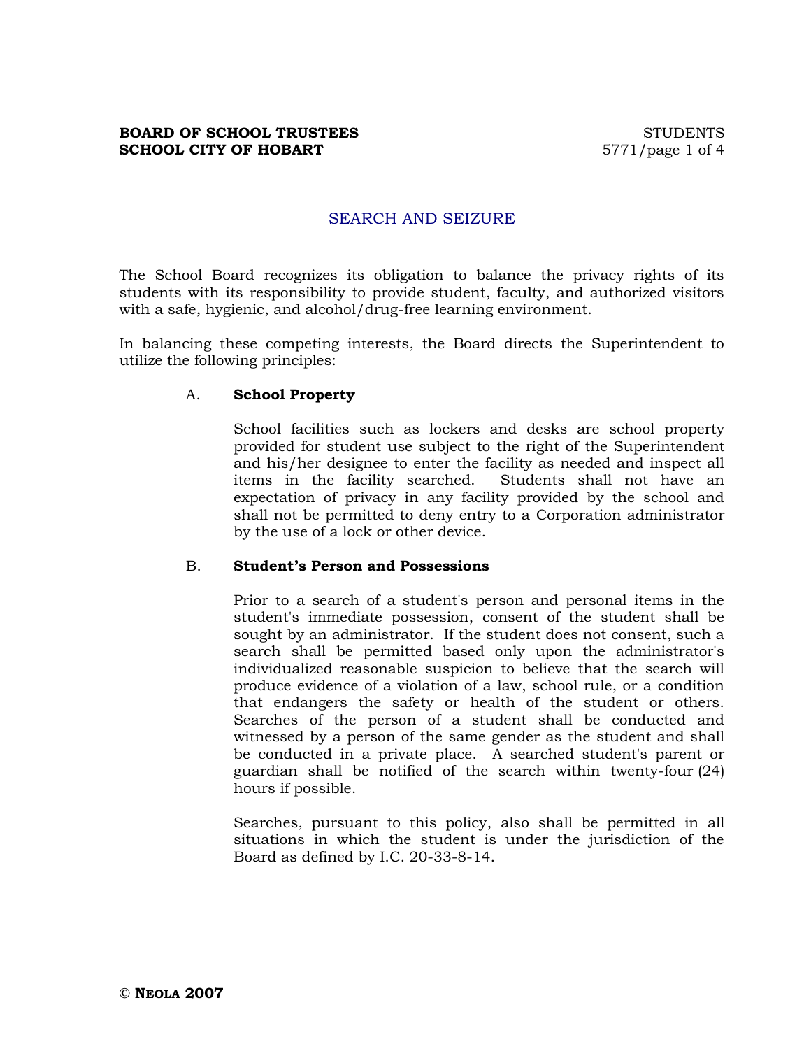**BOARD OF SCHOOL TRUSTEES**
**SCHOOL CITY OF HOBART**

STUDENTS
5771

# SEARCH AND SEIZURE

The School Board recognizes its obligation to balance the privacy rights of its students with its responsibility to provide student, faculty, and authorized visitors with a safe, hygienic, and alcohol/drug-free learning environment.

In balancing these competing interests, the Board directs the Superintendent to utilize the following principles:

A. **School Property**

School facilities such as lockers and desks are school property provided for student use subject to the right of the Superintendent and his/her designee to enter the facility as needed and inspect all items in the facility searched. Students shall not have an expectation of privacy in any facility provided by the school and shall not be permitted to deny entry to a Corporation administrator by the use of a lock or other device.

B. **Student's Person and Possessions**

Prior to a search of a student's person and personal items in the student's immediate possession, consent of the student shall be sought by an administrator. If the student does not consent, such a search shall be permitted based only upon the administrator's individualized reasonable suspicion to believe that the search will produce evidence of a violation of a law, school rule, or a condition that endangers the safety or health of the student or others. Searches of the person of a student shall be conducted and witnessed by a person of the same gender as the student and shall be conducted in a private place. A searched student's parent or guardian shall be notified of the search within twenty-four (24) hours if possible.

Searches, pursuant to this policy, also shall be permitted in all situations in which the student is under the jurisdiction of the Board as defined by I.C. 20-33-8-14.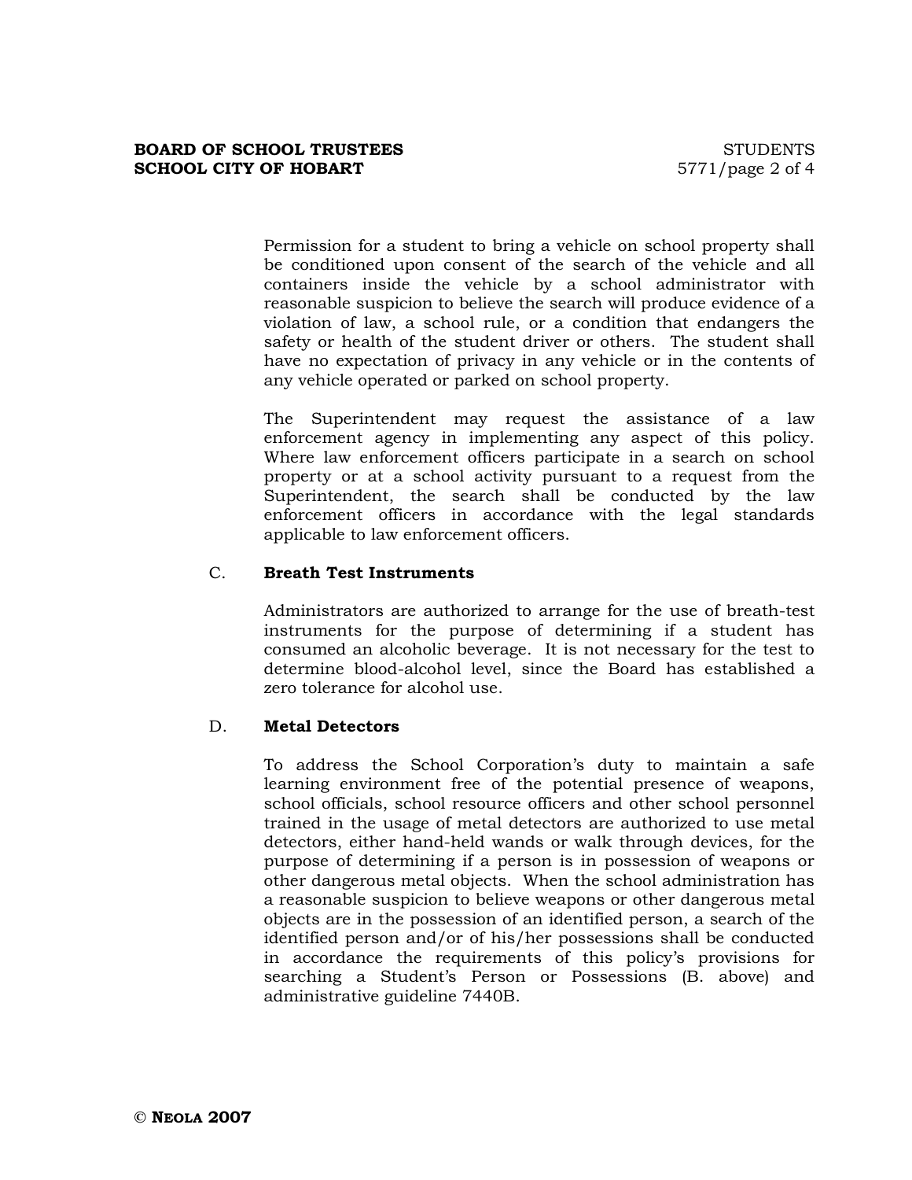Permission for a student to bring a vehicle on school property shall be conditioned upon consent of the search of the vehicle and all containers inside the vehicle by a school administrator with reasonable suspicion to believe the search will produce evidence of a violation of law, a school rule, or a condition that endangers the safety or health of the student driver or others. The student shall have no expectation of privacy in any vehicle or in the contents of any vehicle operated or parked on school property.

The Superintendent may request the assistance of a law enforcement agency in implementing any aspect of this policy. Where law enforcement officers participate in a search on school property or at a school activity pursuant to a request from the Superintendent, the search shall be conducted by the law enforcement officers in accordance with the legal standards applicable to law enforcement officers.

C. **Breath Test Instruments**

Administrators are authorized to arrange for the use of breath-test instruments for the purpose of determining if a student has consumed an alcoholic beverage. It is not necessary for the test to determine blood-alcohol level, since the Board has established a zero tolerance for alcohol use.

D. **Metal Detectors**

To address the School Corporation's duty to maintain a safe learning environment free of the potential presence of weapons, school officials, school resource officers and other school personnel trained in the usage of metal detectors are authorized to use metal detectors, either hand-held wands or walk through devices, for the purpose of determining if a person is in possession of weapons or other dangerous metal objects. When the school administration has a reasonable suspicion to believe weapons or other dangerous metal objects are in the possession of an identified person, a search of the identified person and/or of his/her possessions shall be conducted in accordance the requirements of this policy's provisions for searching a Student's Person or Possessions (B. above) and administrative guideline 7440B.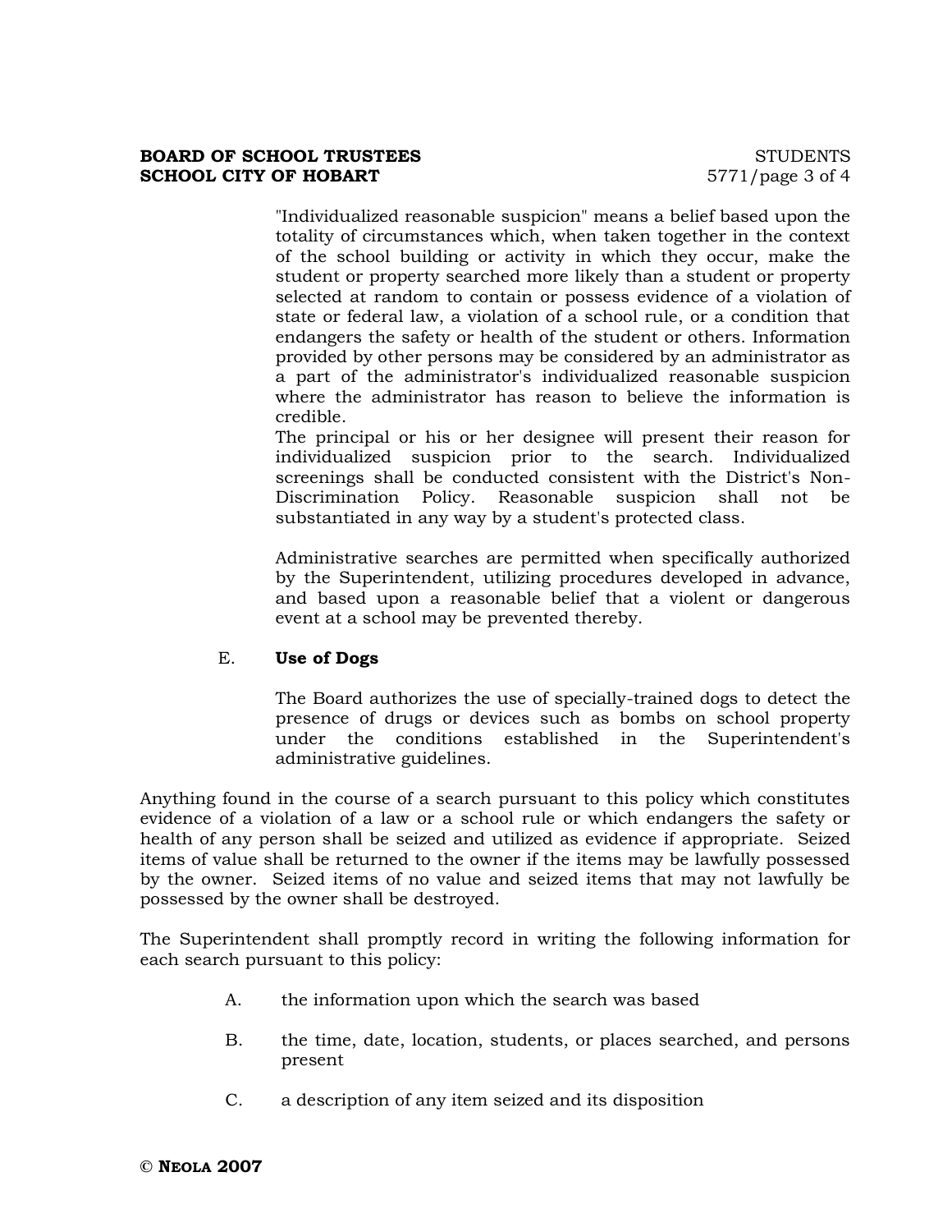"Individualized reasonable suspicion" means a belief based upon the totality of circumstances which, when taken together in the context of the school building or activity in which they occur, make the student or property searched more likely than a student or property selected at random to contain or possess evidence of a violation of state or federal law, a violation of a school rule, or a condition that endangers the safety or health of the student or others. Information provided by other persons may be considered by an administrator as a part of the administrator's individualized reasonable suspicion where the administrator has reason to believe the information is credible.

The principal or his or her designee will present their reason for individualized suspicion prior to the search. Individualized screenings shall be conducted consistent with the District's Non-Discrimination Policy. Reasonable suspicion shall not be substantiated in any way by a student's protected class.

Administrative searches are permitted when specifically authorized by the Superintendent, utilizing procedures developed in advance, and based upon a reasonable belief that a violent or dangerous event at a school may be prevented thereby.

E. **Use of Dogs**

The Board authorizes the use of specially-trained dogs to detect the presence of drugs or devices such as bombs on school property under the conditions established in the Superintendent's administrative guidelines.

Anything found in the course of a search pursuant to this policy which constitutes evidence of a violation of a law or a school rule or which endangers the safety or health of any person shall be seized and utilized as evidence if appropriate. Seized items of value shall be returned to the owner if the items may be lawfully possessed by the owner. Seized items of no value and seized items that may not lawfully be possessed by the owner shall be destroyed.

The Superintendent shall promptly record in writing the following information for each search pursuant to this policy:

A. the information upon which the search was based

B. the time, date, location, students, or places searched, and persons present

C. a description of any item seized and its disposition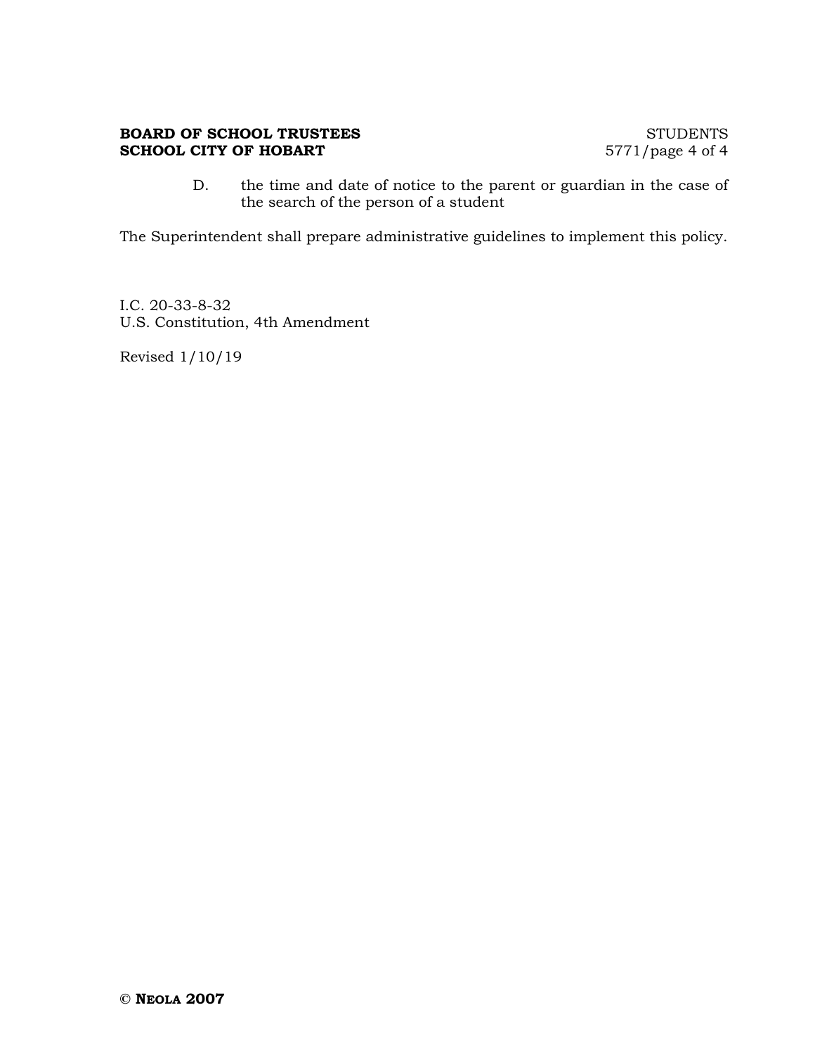D. the time and date of notice to the parent or guardian in the case of the search of the person of a student

The Superintendent shall prepare administrative guidelines to implement this policy.

I.C. 20-33-8-32
U.S. Constitution, 4th Amendment

Revised 1/10/19

© Neola 2007